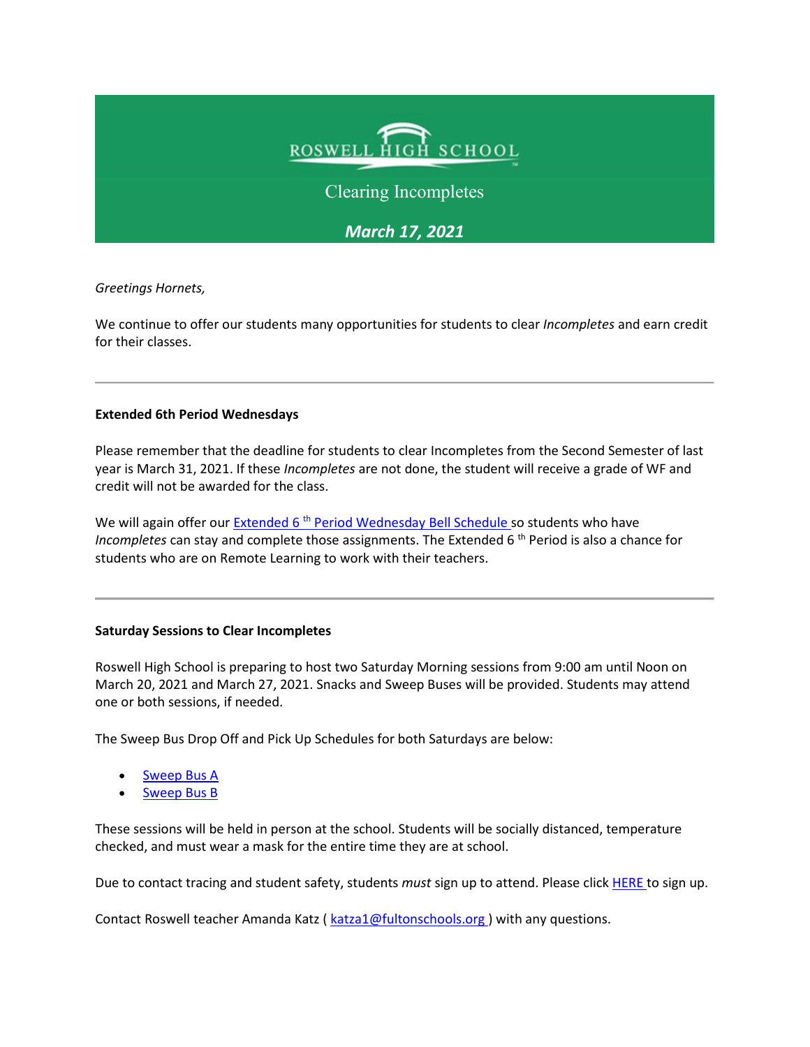# ROSWELL HIGH SCHOOL

## Clearing Incompletes

***March 17, 2021***

*Greetings Hornets,*

We continue to offer our students many opportunities for students to clear *Incompletes* and earn credit for their classes.

---

**Extended 6th Period Wednesdays**

Please remember that the deadline for students to clear Incompletes from the Second Semester of last year is March 31, 2021. If these *Incompletes* are not done, the student will receive a grade of WF and credit will not be awarded for the class.

We will again offer our Extended 6th Period Wednesday Bell Schedule so students who have *Incompletes* can stay and complete those assignments. The Extended 6th Period is also a chance for students who are on Remote Learning to work with their teachers.

---

**Saturday Sessions to Clear Incompletes**

Roswell High School is preparing to host two Saturday Morning sessions from 9:00 am until Noon on March 20, 2021 and March 27, 2021. Snacks and Sweep Buses will be provided. Students may attend one or both sessions, if needed.

The Sweep Bus Drop Off and Pick Up Schedules for both Saturdays are below:

- Sweep Bus A
- Sweep Bus B

These sessions will be held in person at the school. Students will be socially distanced, temperature checked, and must wear a mask for the entire time they are at school.

Due to contact tracing and student safety, students *must* sign up to attend. Please click HERE to sign up.

Contact Roswell teacher Amanda Katz ( katza1@fultonschools.org ) with any questions.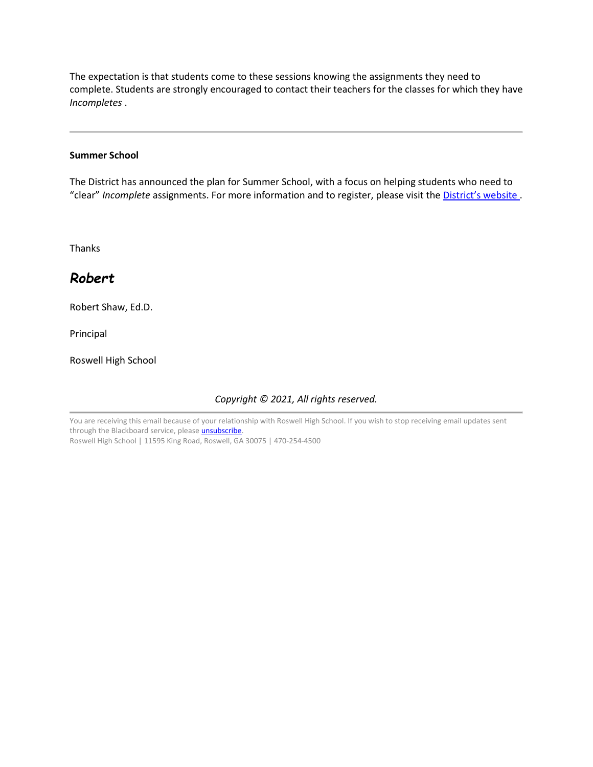The expectation is that students come to these sessions knowing the assignments they need to complete. Students are strongly encouraged to contact their teachers for the classes for which they have *Incompletes* .

---

**Summer School**

The District has announced the plan for Summer School, with a focus on helping students who need to "clear" *Incomplete* assignments. For more information and to register, please visit the District's website .

Thanks

***Robert***

Robert Shaw, Ed.D.

Principal

Roswell High School

*Copyright © 2021, All rights reserved.*

---

You are receiving this email because of your relationship with Roswell High School. If you wish to stop receiving email updates sent through the Blackboard service, please unsubscribe.

Roswell High School | 11595 King Road, Roswell, GA 30075 | 470-254-4500